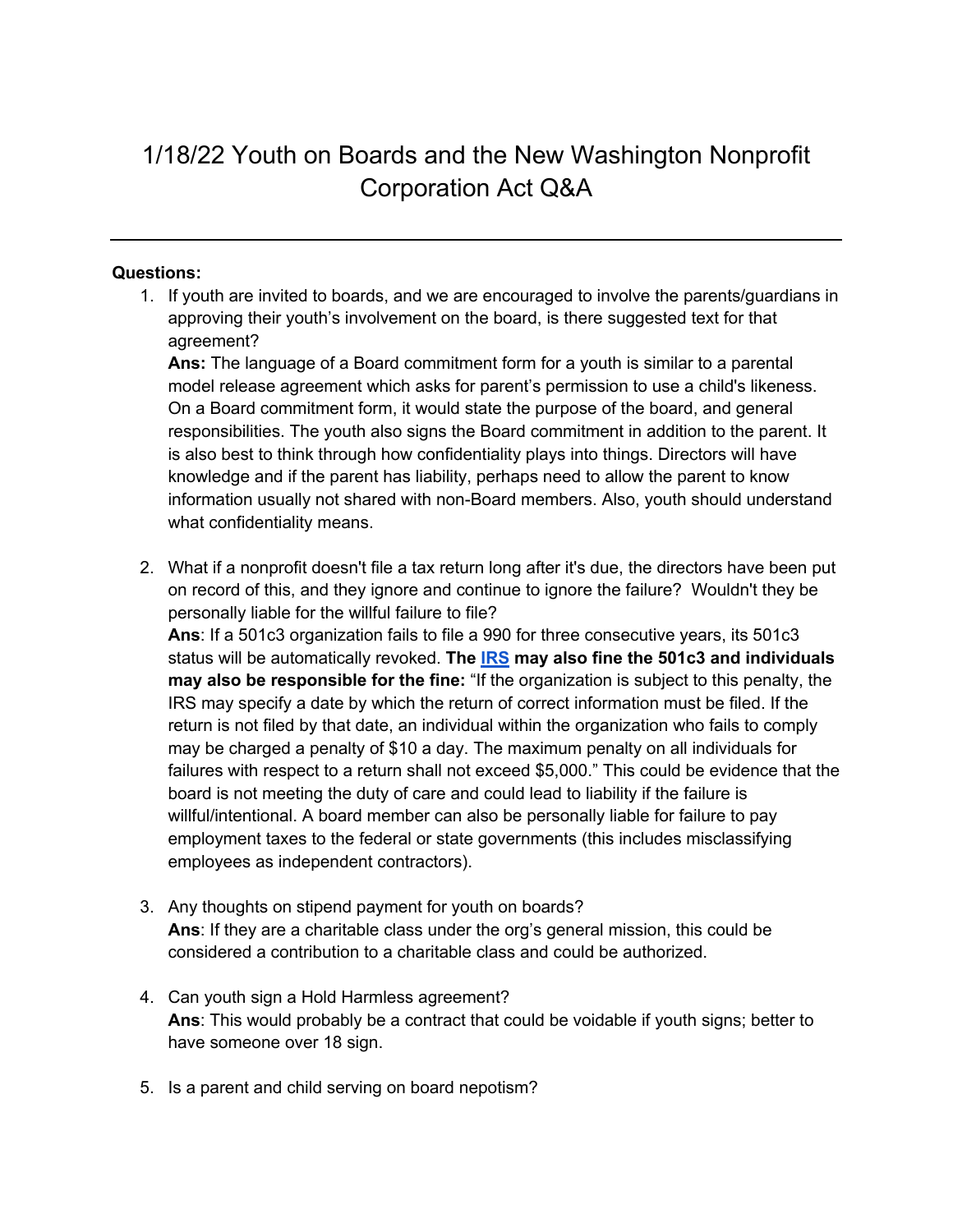# 1/18/22 Youth on Boards and the New Washington Nonprofit Corporation Act Q&A

---

**Questions:**

1. If youth are invited to boards, and we are encouraged to involve the parents/guardians in approving their youth's involvement on the board, is there suggested text for that agreement?
   **Ans:** The language of a Board commitment form for a youth is similar to a parental model release agreement which asks for parent's permission to use a child's likeness. On a Board commitment form, it would state the purpose of the board, and general responsibilities. The youth also signs the Board commitment in addition to the parent. It is also best to think through how confidentiality plays into things. Directors will have knowledge and if the parent has liability, perhaps need to allow the parent to know information usually not shared with non-Board members. Also, youth should understand what confidentiality means.

2. What if a nonprofit doesn't file a tax return long after it's due, the directors have been put on record of this, and they ignore and continue to ignore the failure? Wouldn't they be personally liable for the willful failure to file?
   **Ans**: If a 501c3 organization fails to file a 990 for three consecutive years, its 501c3 status will be automatically revoked. **The IRS may also fine the 501c3 and individuals may also be responsible for the fine:** "If the organization is subject to this penalty, the IRS may specify a date by which the return of correct information must be filed. If the return is not filed by that date, an individual within the organization who fails to comply may be charged a penalty of $10 a day. The maximum penalty on all individuals for failures with respect to a return shall not exceed $5,000." This could be evidence that the board is not meeting the duty of care and could lead to liability if the failure is willful/intentional. A board member can also be personally liable for failure to pay employment taxes to the federal or state governments (this includes misclassifying employees as independent contractors).

3. Any thoughts on stipend payment for youth on boards?
   **Ans**: If they are a charitable class under the org's general mission, this could be considered a contribution to a charitable class and could be authorized.

4. Can youth sign a Hold Harmless agreement?
   **Ans**: This would probably be a contract that could be voidable if youth signs; better to have someone over 18 sign.

5. Is a parent and child serving on board nepotism?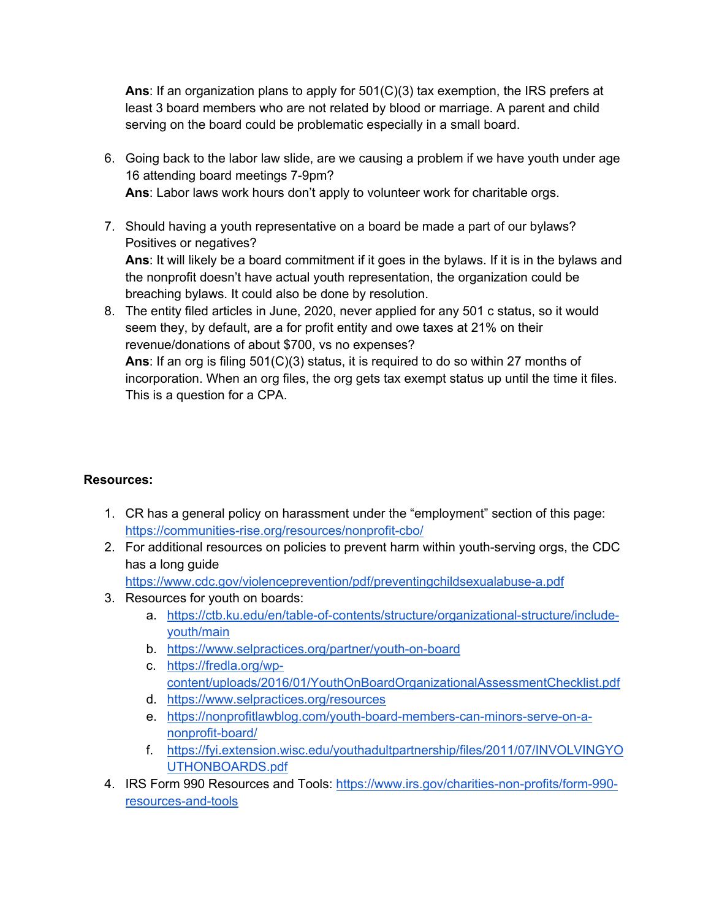**Ans**: If an organization plans to apply for 501(C)(3) tax exemption, the IRS prefers at least 3 board members who are not related by blood or marriage. A parent and child serving on the board could be problematic especially in a small board.

6. Going back to the labor law slide, are we causing a problem if we have youth under age 16 attending board meetings 7-9pm?
   **Ans**: Labor laws work hours don't apply to volunteer work for charitable orgs.

7. Should having a youth representative on a board be made a part of our bylaws? Positives or negatives?
   **Ans**: It will likely be a board commitment if it goes in the bylaws. If it is in the bylaws and the nonprofit doesn't have actual youth representation, the organization could be breaching bylaws. It could also be done by resolution.
8. The entity filed articles in June, 2020, never applied for any 501 c status, so it would seem they, by default, are a for profit entity and owe taxes at 21% on their revenue/donations of about $700, vs no expenses?
   **Ans**: If an org is filing 501(C)(3) status, it is required to do so within 27 months of incorporation. When an org files, the org gets tax exempt status up until the time it files. This is a question for a CPA.

**Resources:**

1. CR has a general policy on harassment under the "employment" section of this page: https://communities-rise.org/resources/nonprofit-cbo/
2. For additional resources on policies to prevent harm within youth-serving orgs, the CDC has a long guide https://www.cdc.gov/violenceprevention/pdf/preventingchildsexualabuse-a.pdf
3. Resources for youth on boards:
   a. https://ctb.ku.edu/en/table-of-contents/structure/organizational-structure/include-youth/main
   b. https://www.selpractices.org/partner/youth-on-board
   c. https://fredla.org/wp-content/uploads/2016/01/YouthOnBoardOrganizationalAssessmentChecklist.pdf
   d. https://www.selpractices.org/resources
   e. https://nonprofitlawblog.com/youth-board-members-can-minors-serve-on-a-nonprofit-board/
   f. https://fyi.extension.wisc.edu/youthadultpartnership/files/2011/07/INVOLVINGYOUTHONBOARDS.pdf
4. IRS Form 990 Resources and Tools: https://www.irs.gov/charities-non-profits/form-990-resources-and-tools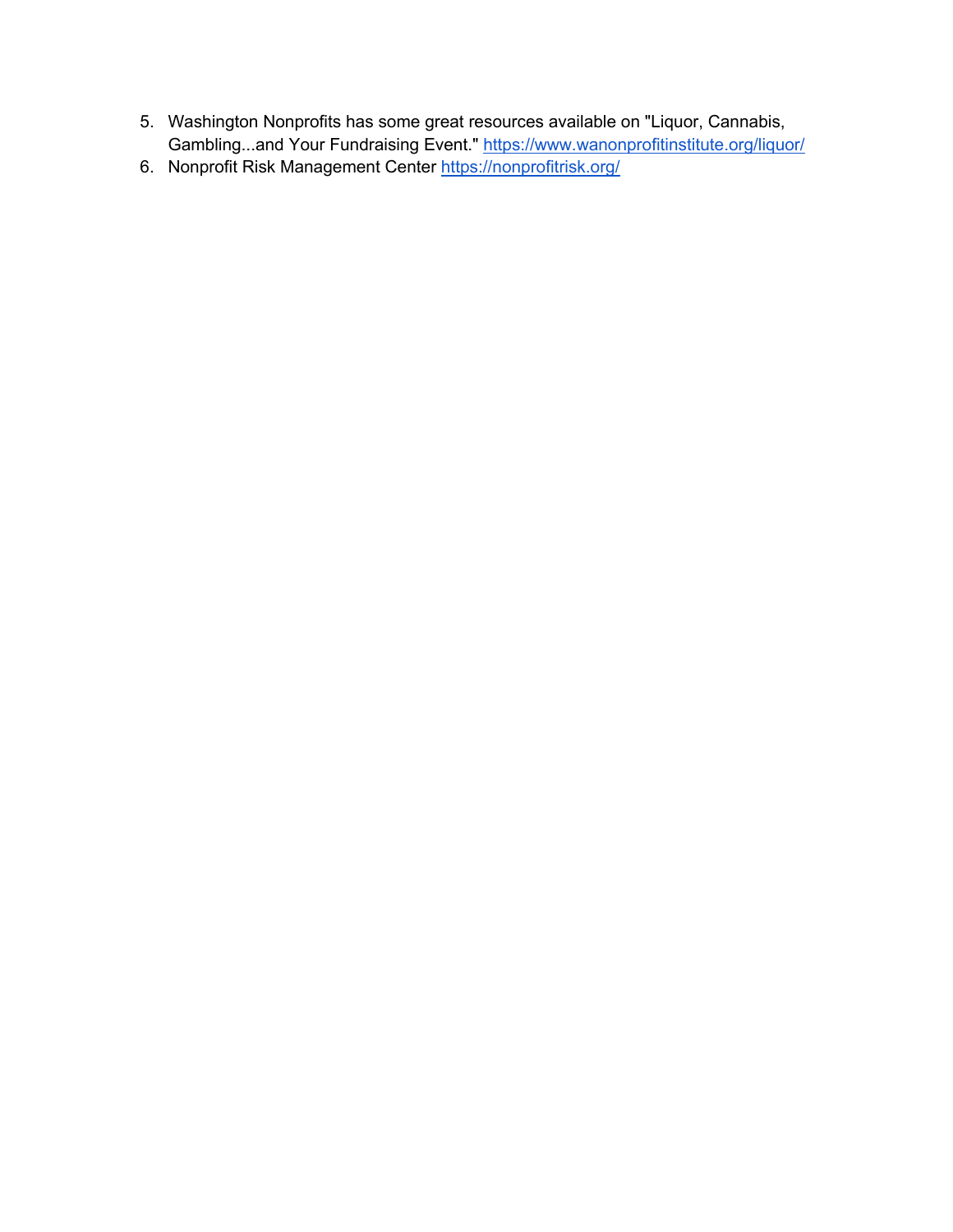5. Washington Nonprofits has some great resources available on "Liquor, Cannabis, Gambling...and Your Fundraising Event." https://www.wanonprofitinstitute.org/liquor/
6. Nonprofit Risk Management Center https://nonprofitrisk.org/